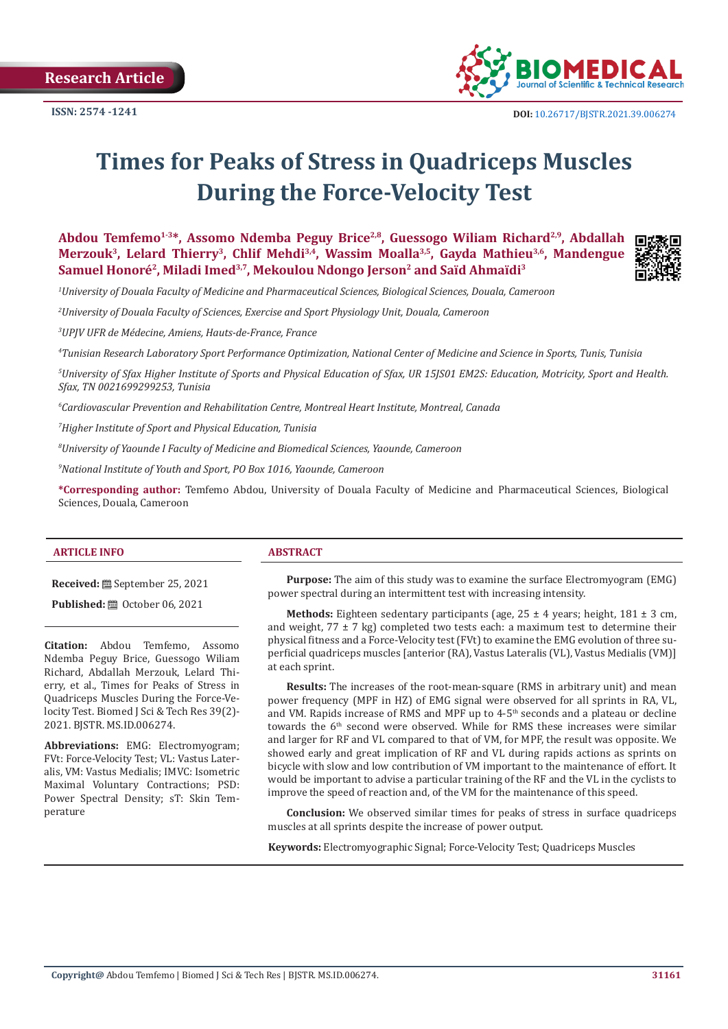Research Article

ISSN: 2574 -1241

DOI: 10.26717/BJSTR.2021.39.006274

# Times for Peaks of Stress in Quadriceps Muscles During the Force-Velocity Test

**Abdou Temfemo[1-3]*, Assomo Ndemba Peguy Brice[2,8], Guessogo Wiliam Richard[2,9], Abdallah Merzouk[3], Lelard Thierry[3], Chlif Mehdi[3,4], Wassim Moalla[3,5], Gayda Mathieu[3,6], Mandengue Samuel Honoré[2], Miladi Imed[3,7], Mekoulou Ndongo Jerson[2] and Saïd Ahmaïdi[3]**

*[1]University of Douala Faculty of Medicine and Pharmaceutical Sciences, Biological Sciences, Douala, Cameroon*

*[2]University of Douala Faculty of Sciences, Exercise and Sport Physiology Unit, Douala, Cameroon*

*[3]UPJV UFR de Médecine, Amiens, Hauts-de-France, France*

*[4]Tunisian Research Laboratory Sport Performance Optimization, National Center of Medicine and Science in Sports, Tunis, Tunisia*

*[5]University of Sfax Higher Institute of Sports and Physical Education of Sfax, UR 15JS01 EM2S: Education, Motricity, Sport and Health. Sfax, TN 0021699299253, Tunisia*

*[6]Cardiovascular Prevention and Rehabilitation Centre, Montreal Heart Institute, Montreal, Canada*

*[7]Higher Institute of Sport and Physical Education, Tunisia*

*[8]University of Yaounde I Faculty of Medicine and Biomedical Sciences, Yaounde, Cameroon*

*[9]National Institute of Youth and Sport, PO Box 1016, Yaounde, Cameroon*

**\*Corresponding author:** Temfemo Abdou, University of Douala Faculty of Medicine and Pharmaceutical Sciences, Biological Sciences, Douala, Cameroon

## ARTICLE INFO

**Received:** September 25, 2021

**Published:** October 06, 2021

**Citation:** Abdou Temfemo, Assomo Ndemba Peguy Brice, Guessogo Wiliam Richard, Abdallah Merzouk, Lelard Thierry, et al., Times for Peaks of Stress in Quadriceps Muscles During the Force-Velocity Test. Biomed J Sci & Tech Res 39(2)-2021. BJSTR. MS.ID.006274.

**Abbreviations:** EMG: Electromyogram; FVt: Force-Velocity Test; VL: Vastus Lateralis, VM: Vastus Medialis; IMVC: Isometric Maximal Voluntary Contractions; PSD: Power Spectral Density; sT: Skin Temperature

## ABSTRACT

**Purpose:** The aim of this study was to examine the surface Electromyogram (EMG) power spectral during an intermittent test with increasing intensity.

**Methods:** Eighteen sedentary participants (age, 25 ± 4 years; height, 181 ± 3 cm, and weight, 77 ± 7 kg) completed two tests each: a maximum test to determine their physical fitness and a Force-Velocity test (FVt) to examine the EMG evolution of three superficial quadriceps muscles [anterior (RA), Vastus Lateralis (VL), Vastus Medialis (VM)] at each sprint.

**Results:** The increases of the root-mean-square (RMS in arbitrary unit) and mean power frequency (MPF in HZ) of EMG signal were observed for all sprints in RA, VL, and VM. Rapids increase of RMS and MPF up to 4-5$^{th}$ seconds and a plateau or decline towards the 6$^{th}$ second were observed. While for RMS these increases were similar and larger for RF and VL compared to that of VM, for MPF, the result was opposite. We showed early and great implication of RF and VL during rapids actions as sprints on bicycle with slow and low contribution of VM important to the maintenance of effort. It would be important to advise a particular training of the RF and the VL in the cyclists to improve the speed of reaction and, of the VM for the maintenance of this speed.

**Conclusion:** We observed similar times for peaks of stress in surface quadriceps muscles at all sprints despite the increase of power output.

**Keywords:** Electromyographic Signal; Force-Velocity Test; Quadriceps Muscles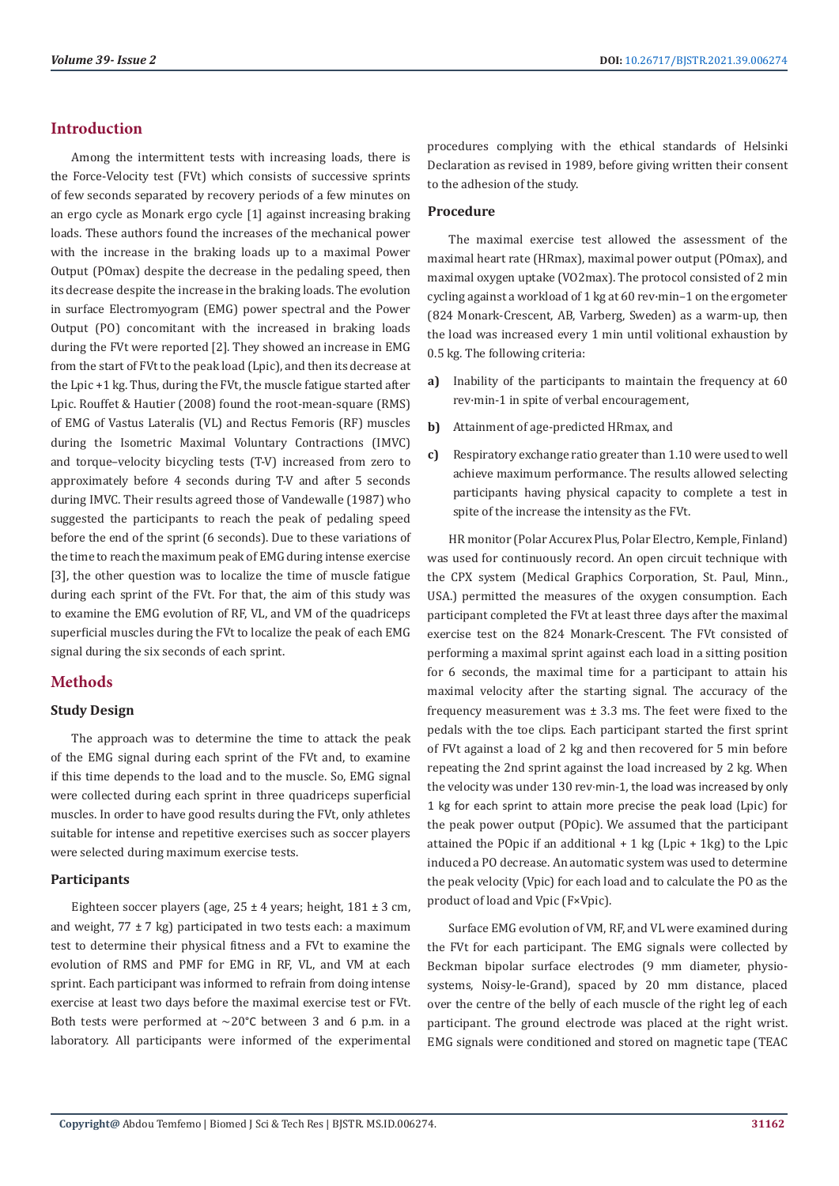## Introduction

Among the intermittent tests with increasing loads, there is the Force-Velocity test (FVt) which consists of successive sprints of few seconds separated by recovery periods of a few minutes on an ergo cycle as Monark ergo cycle [1] against increasing braking loads. These authors found the increases of the mechanical power with the increase in the braking loads up to a maximal Power Output (POmax) despite the decrease in the pedaling speed, then its decrease despite the increase in the braking loads. The evolution in surface Electromyogram (EMG) power spectral and the Power Output (PO) concomitant with the increased in braking loads during the FVt were reported [2]. They showed an increase in EMG from the start of FVt to the peak load (Lpic), and then its decrease at the Lpic +1 kg. Thus, during the FVt, the muscle fatigue started after Lpic. Rouffet & Hautier (2008) found the root-mean-square (RMS) of EMG of Vastus Lateralis (VL) and Rectus Femoris (RF) muscles during the Isometric Maximal Voluntary Contractions (IMVC) and torque–velocity bicycling tests (T-V) increased from zero to approximately before 4 seconds during T-V and after 5 seconds during IMVC. Their results agreed those of Vandewalle (1987) who suggested the participants to reach the peak of pedaling speed before the end of the sprint (6 seconds). Due to these variations of the time to reach the maximum peak of EMG during intense exercise [3], the other question was to localize the time of muscle fatigue during each sprint of the FVt. For that, the aim of this study was to examine the EMG evolution of RF, VL, and VM of the quadriceps superficial muscles during the FVt to localize the peak of each EMG signal during the six seconds of each sprint.

## Methods

### Study Design

The approach was to determine the time to attack the peak of the EMG signal during each sprint of the FVt and, to examine if this time depends to the load and to the muscle. So, EMG signal were collected during each sprint in three quadriceps superficial muscles. In order to have good results during the FVt, only athletes suitable for intense and repetitive exercises such as soccer players were selected during maximum exercise tests.

### Participants

Eighteen soccer players (age, 25 ± 4 years; height, 181 ± 3 cm, and weight, 77 ± 7 kg) participated in two tests each: a maximum test to determine their physical fitness and a FVt to examine the evolution of RMS and PMF for EMG in RF, VL, and VM at each sprint. Each participant was informed to refrain from doing intense exercise at least two days before the maximal exercise test or FVt. Both tests were performed at ~20°C between 3 and 6 p.m. in a laboratory. All participants were informed of the experimental procedures complying with the ethical standards of Helsinki Declaration as revised in 1989, before giving written their consent to the adhesion of the study.

### Procedure

The maximal exercise test allowed the assessment of the maximal heart rate (HRmax), maximal power output (POmax), and maximal oxygen uptake (VO2max). The protocol consisted of 2 min cycling against a workload of 1 kg at 60 rev·min–1 on the ergometer (824 Monark-Crescent, AB, Varberg, Sweden) as a warm-up, then the load was increased every 1 min until volitional exhaustion by 0.5 kg. The following criteria:

a) Inability of the participants to maintain the frequency at 60 rev·min-1 in spite of verbal encouragement,
b) Attainment of age-predicted HRmax, and
c) Respiratory exchange ratio greater than 1.10 were used to well achieve maximum performance. The results allowed selecting participants having physical capacity to complete a test in spite of the increase the intensity as the FVt.

HR monitor (Polar Accurex Plus, Polar Electro, Kemple, Finland) was used for continuously record. An open circuit technique with the CPX system (Medical Graphics Corporation, St. Paul, Minn., USA.) permitted the measures of the oxygen consumption. Each participant completed the FVt at least three days after the maximal exercise test on the 824 Monark-Crescent. The FVt consisted of performing a maximal sprint against each load in a sitting position for 6 seconds, the maximal time for a participant to attain his maximal velocity after the starting signal. The accuracy of the frequency measurement was ± 3.3 ms. The feet were fixed to the pedals with the toe clips. Each participant started the first sprint of FVt against a load of 2 kg and then recovered for 5 min before repeating the 2nd sprint against the load increased by 2 kg. When the velocity was under 130 rev·min-1, the load was increased by only 1 kg for each sprint to attain more precise the peak load (Lpic) for the peak power output (POpic). We assumed that the participant attained the POpic if an additional + 1 kg (Lpic + 1kg) to the Lpic induced a PO decrease. An automatic system was used to determine the peak velocity (Vpic) for each load and to calculate the PO as the product of load and Vpic (F×Vpic).

Surface EMG evolution of VM, RF, and VL were examined during the FVt for each participant. The EMG signals were collected by Beckman bipolar surface electrodes (9 mm diameter, physio-systems, Noisy-le-Grand), spaced by 20 mm distance, placed over the centre of the belly of each muscle of the right leg of each participant. The ground electrode was placed at the right wrist. EMG signals were conditioned and stored on magnetic tape (TEAC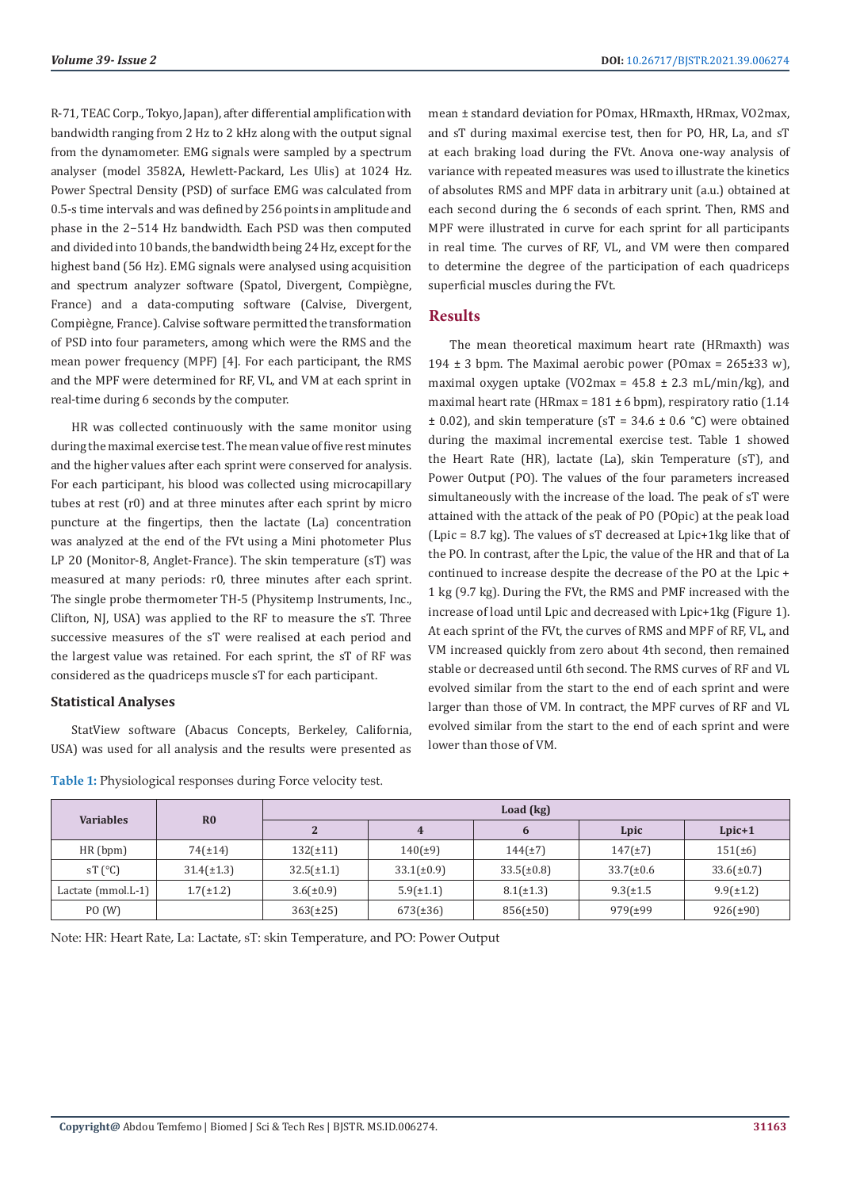R-71, TEAC Corp., Tokyo, Japan), after differential amplification with bandwidth ranging from 2 Hz to 2 kHz along with the output signal from the dynamometer. EMG signals were sampled by a spectrum analyser (model 3582A, Hewlett-Packard, Les Ulis) at 1024 Hz. Power Spectral Density (PSD) of surface EMG was calculated from 0.5-s time intervals and was defined by 256 points in amplitude and phase in the 2–514 Hz bandwidth. Each PSD was then computed and divided into 10 bands, the bandwidth being 24 Hz, except for the highest band (56 Hz). EMG signals were analysed using acquisition and spectrum analyzer software (Spatol, Divergent, Compiègne, France) and a data-computing software (Calvise, Divergent, Compiègne, France). Calvise software permitted the transformation of PSD into four parameters, among which were the RMS and the mean power frequency (MPF) [4]. For each participant, the RMS and the MPF were determined for RF, VL, and VM at each sprint in real-time during 6 seconds by the computer.

HR was collected continuously with the same monitor using during the maximal exercise test. The mean value of five rest minutes and the higher values after each sprint were conserved for analysis. For each participant, his blood was collected using microcapillary tubes at rest (r0) and at three minutes after each sprint by micro puncture at the fingertips, then the lactate (La) concentration was analyzed at the end of the FVt using a Mini photometer Plus LP 20 (Monitor-8, Anglet-France). The skin temperature (sT) was measured at many periods: r0, three minutes after each sprint. The single probe thermometer TH-5 (Physitemp Instruments, Inc., Clifton, NJ, USA) was applied to the RF to measure the sT. Three successive measures of the sT were realised at each period and the largest value was retained. For each sprint, the sT of RF was considered as the quadriceps muscle sT for each participant.

### Statistical Analyses

StatView software (Abacus Concepts, Berkeley, California, USA) was used for all analysis and the results were presented as mean ± standard deviation for POmax, HRmaxth, HRmax, VO2max, and sT during maximal exercise test, then for PO, HR, La, and sT at each braking load during the FVt. Anova one-way analysis of variance with repeated measures was used to illustrate the kinetics of absolutes RMS and MPF data in arbitrary unit (a.u.) obtained at each second during the 6 seconds of each sprint. Then, RMS and MPF were illustrated in curve for each sprint for all participants in real time. The curves of RF, VL, and VM were then compared to determine the degree of the participation of each quadriceps superficial muscles during the FVt.

## Results

The mean theoretical maximum heart rate (HRmaxth) was 194 ± 3 bpm. The Maximal aerobic power (POmax = 265±33 w), maximal oxygen uptake (VO2max = 45.8 ± 2.3 mL/min/kg), and maximal heart rate (HRmax = 181 ± 6 bpm), respiratory ratio (1.14 ± 0.02), and skin temperature (sT = 34.6 ± 0.6 °C) were obtained during the maximal incremental exercise test. Table 1 showed the Heart Rate (HR), lactate (La), skin Temperature (sT), and Power Output (PO). The values of the four parameters increased simultaneously with the increase of the load. The peak of sT were attained with the attack of the peak of PO (POpic) at the peak load (Lpic = 8.7 kg). The values of sT decreased at Lpic+1kg like that of the PO. In contrast, after the Lpic, the value of the HR and that of La continued to increase despite the decrease of the PO at the Lpic + 1 kg (9.7 kg). During the FVt, the RMS and PMF increased with the increase of load until Lpic and decreased with Lpic+1kg (Figure 1). At each sprint of the FVt, the curves of RMS and MPF of RF, VL, and VM increased quickly from zero about 4th second, then remained stable or decreased until 6th second. The RMS curves of RF and VL evolved similar from the start to the end of each sprint and were larger than those of VM. In contract, the MPF curves of RF and VL evolved similar from the start to the end of each sprint and were lower than those of VM.

**Table 1:** Physiological responses during Force velocity test.

| Variables | R0 | Load (kg) | | | | |
|---|---|---|---|---|---|---|
| | | 2 | 4 | 6 | Lpic | Lpic+1 |
| HR (bpm) | 74(±14) | 132(±11) | 140(±9) | 144(±7) | 147(±7) | 151(±6) |
| sT (°C) | 31.4(±1.3) | 32.5(±1.1) | 33.1(±0.9) | 33.5(±0.8) | 33.7(±0.6 | 33.6(±0.7) |
| Lactate (mmol.L-1) | 1.7(±1.2) | 3.6(±0.9) | 5.9(±1.1) | 8.1(±1.3) | 9.3(±1.5 | 9.9(±1.2) |
| PO (W) | | 363(±25) | 673(±36) | 856(±50) | 979(±99 | 926(±90) |

Note: HR: Heart Rate, La: Lactate, sT: skin Temperature, and PO: Power Output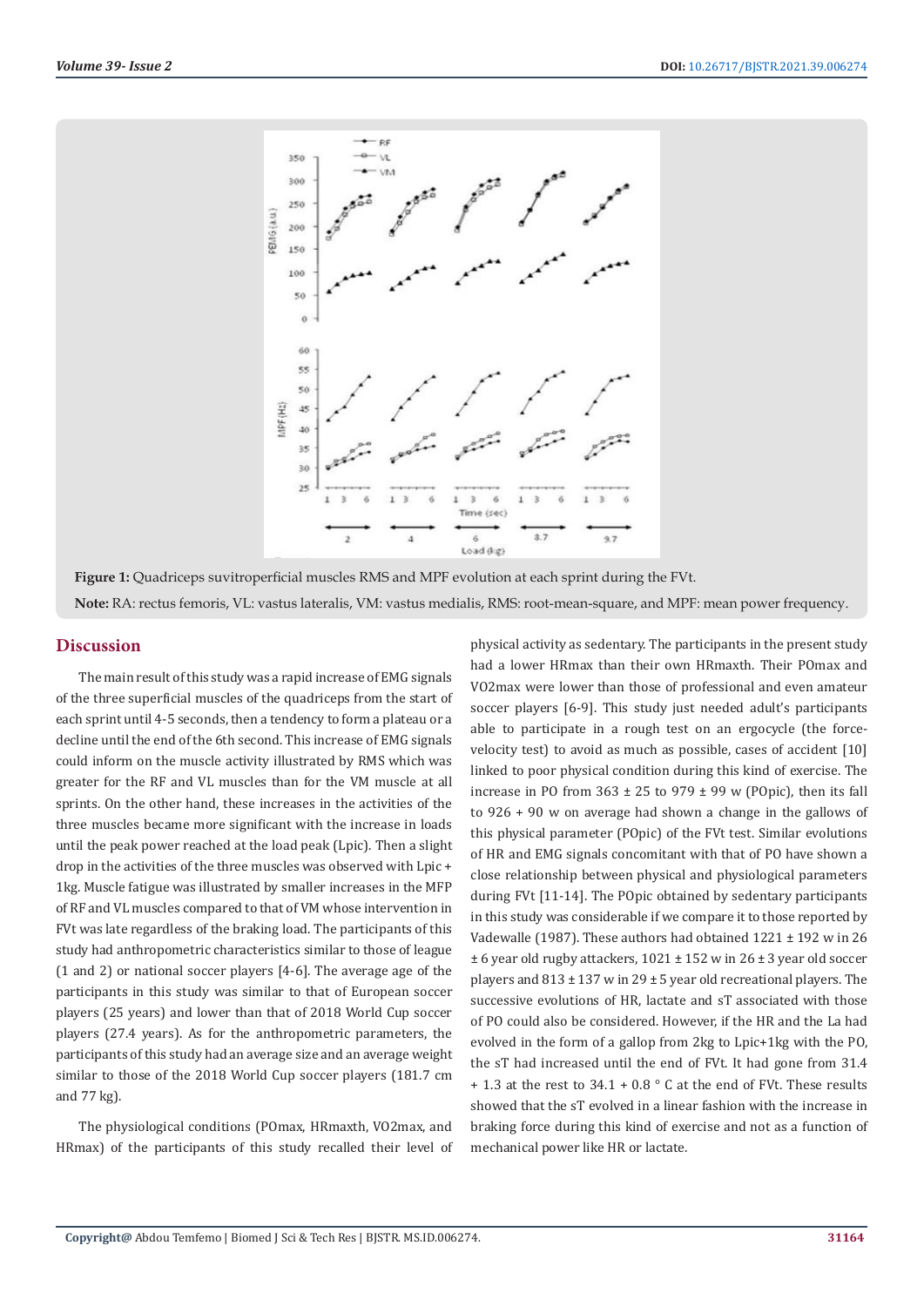**Figure 1:** Quadriceps suvitroperficial muscles RMS and MPF evolution at each sprint during the FVt.

**Note:** RA: rectus femoris, VL: vastus lateralis, VM: vastus medialis, RMS: root-mean-square, and MPF: mean power frequency.

## Discussion

The main result of this study was a rapid increase of EMG signals of the three superficial muscles of the quadriceps from the start of each sprint until 4-5 seconds, then a tendency to form a plateau or a decline until the end of the 6th second. This increase of EMG signals could inform on the muscle activity illustrated by RMS which was greater for the RF and VL muscles than for the VM muscle at all sprints. On the other hand, these increases in the activities of the three muscles became more significant with the increase in loads until the peak power reached at the load peak (Lpic). Then a slight drop in the activities of the three muscles was observed with Lpic + 1kg. Muscle fatigue was illustrated by smaller increases in the MFP of RF and VL muscles compared to that of VM whose intervention in FVt was late regardless of the braking load. The participants of this study had anthropometric characteristics similar to those of league (1 and 2) or national soccer players [4-6]. The average age of the participants in this study was similar to that of European soccer players (25 years) and lower than that of 2018 World Cup soccer players (27.4 years). As for the anthropometric parameters, the participants of this study had an average size and an average weight similar to those of the 2018 World Cup soccer players (181.7 cm and 77 kg).

The physiological conditions (POmax, HRmaxth, VO2max, and HRmax) of the participants of this study recalled their level of physical activity as sedentary. The participants in the present study had a lower HRmax than their own HRmaxth. Their POmax and VO2max were lower than those of professional and even amateur soccer players [6-9]. This study just needed adult's participants able to participate in a rough test on an ergocycle (the force-velocity test) to avoid as much as possible, cases of accident [10] linked to poor physical condition during this kind of exercise. The increase in PO from 363 ± 25 to 979 ± 99 w (POpic), then its fall to 926 + 90 w on average had shown a change in the gallows of this physical parameter (POpic) of the FVt test. Similar evolutions of HR and EMG signals concomitant with that of PO have shown a close relationship between physical and physiological parameters during FVt [11-14]. The POpic obtained by sedentary participants in this study was considerable if we compare it to those reported by Vadewalle (1987). These authors had obtained 1221 ± 192 w in 26 ± 6 year old rugby attackers, 1021 ± 152 w in 26 ± 3 year old soccer players and 813 ± 137 w in 29 ± 5 year old recreational players. The successive evolutions of HR, lactate and sT associated with those of PO could also be considered. However, if the HR and the La had evolved in the form of a gallop from 2kg to Lpic+1kg with the PO, the sT had increased until the end of FVt. It had gone from 31.4 + 1.3 at the rest to 34.1 + 0.8 ° C at the end of FVt. These results showed that the sT evolved in a linear fashion with the increase in braking force during this kind of exercise and not as a function of mechanical power like HR or lactate.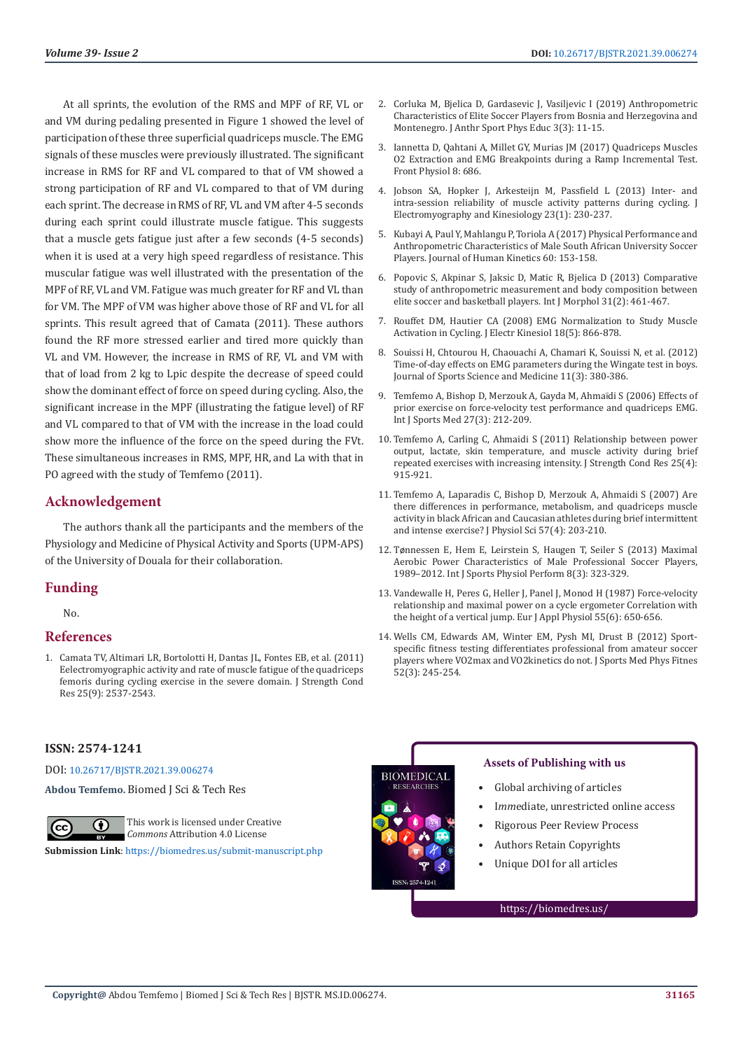At all sprints, the evolution of the RMS and MPF of RF, VL or and VM during pedaling presented in Figure 1 showed the level of participation of these three superficial quadriceps muscle. The EMG signals of these muscles were previously illustrated. The significant increase in RMS for RF and VL compared to that of VM showed a strong participation of RF and VL compared to that of VM during each sprint. The decrease in RMS of RF, VL and VM after 4-5 seconds during each sprint could illustrate muscle fatigue. This suggests that a muscle gets fatigue just after a few seconds (4-5 seconds) when it is used at a very high speed regardless of resistance. This muscular fatigue was well illustrated with the presentation of the MPF of RF, VL and VM. Fatigue was much greater for RF and VL than for VM. The MPF of VM was higher above those of RF and VL for all sprints. This result agreed that of Camata (2011). These authors found the RF more stressed earlier and tired more quickly than VL and VM. However, the increase in RMS of RF, VL and VM with that of load from 2 kg to Lpic despite the decrease of speed could show the dominant effect of force on speed during cycling. Also, the significant increase in the MPF (illustrating the fatigue level) of RF and VL compared to that of VM with the increase in the load could show more the influence of the force on the speed during the FVt. These simultaneous increases in RMS, MPF, HR, and La with that in PO agreed with the study of Temfemo (2011).

## Acknowledgement

The authors thank all the participants and the members of the Physiology and Medicine of Physical Activity and Sports (UPM-APS) of the University of Douala for their collaboration.

## Funding

No.

## References

1. Camata TV, Altimari LR, Bortolotti H, Dantas JL, Fontes EB, et al. (2011) Eelectromyographic activity and rate of muscle fatigue of the quadriceps femoris during cycling exercise in the severe domain. J Strength Cond Res 25(9): 2537-2543.
2. Corluka M, Bjelica D, Gardasevic J, Vasiljevic I (2019) Anthropometric Characteristics of Elite Soccer Players from Bosnia and Herzegovina and Montenegro. J Anthr Sport Phys Educ 3(3): 11-15.
3. Iannetta D, Qahtani A, Millet GY, Murias JM (2017) Quadriceps Muscles O2 Extraction and EMG Breakpoints during a Ramp Incremental Test. Front Physiol 8: 686.
4. Jobson SA, Hopker J, Arkesteijn M, Passfield L (2013) Inter- and intra-session reliability of muscle activity patterns during cycling. J Electromyography and Kinesiology 23(1): 230-237.
5. Kubayi A, Paul Y, Mahlangu P, Toriola A (2017) Physical Performance and Anthropometric Characteristics of Male South African University Soccer Players. Journal of Human Kinetics 60: 153-158.
6. Popovic S, Akpinar S, Jaksic D, Matic R, Bjelica D (2013) Comparative study of anthropometric measurement and body composition between elite soccer and basketball players. Int J Morphol 31(2): 461-467.
7. Rouffet DM, Hautier CA (2008) EMG Normalization to Study Muscle Activation in Cycling. J Electr Kinesiol 18(5): 866-878.
8. Souissi H, Chtourou H, Chaouachi A, Chamari K, Souissi N, et al. (2012) Time-of-day effects on EMG parameters during the Wingate test in boys. Journal of Sports Science and Medicine 11(3): 380-386.
9. Temfemo A, Bishop D, Merzouk A, Gayda M, Ahmaïdi S (2006) Effects of prior exercise on force-velocity test performance and quadriceps EMG. Int J Sports Med 27(3): 212-209.
10. Temfemo A, Carling C, Ahmaidi S (2011) Relationship between power output, lactate, skin temperature, and muscle activity during brief repeated exercises with increasing intensity. J Strength Cond Res 25(4): 915-921.
11. Temfemo A, Lapparadis C, Bishop D, Merzouk A, Ahmaidi S (2007) Are there differences in performance, metabolism, and quadriceps muscle activity in black African and Caucasian athletes during brief intermittent and intense exercise? J Physiol Sci 57(4): 203-210.
12. Tønnessen E, Hem E, Leirstein S, Haugen T, Seiler S (2013) Maximal Aerobic Power Characteristics of Male Professional Soccer Players, 1989–2012. Int J Sports Physiol Perform 8(3): 323-329.
13. Vandewalle H, Peres G, Heller J, Panel J, Monod H (1987) Force-velocity relationship and maximal power on a cycle ergometer Correlation with the height of a vertical jump. Eur J Appl Physiol 55(6): 650-656.
14. Wells CM, Edwards AM, Winter EM, Pysh MI, Drust B (2012) Sport-specific fitness testing differentiates professional from amateur soccer players where VO2max and VO2kinetics do not. J Sports Med Phys Fitnes 52(3): 245-254.

**ISSN: 2574-1241**

DOI: 10.26717/BJSTR.2021.39.006274

**Abdou Temfemo.** Biomed J Sci & Tech Res

This work is licensed under Creative *Commons* Attribution 4.0 License

**Submission Link**: https://biomedres.us/submit-manuscript.php

**Assets of Publishing with us**

- Global archiving of articles
- Immediate, unrestricted online access
- Rigorous Peer Review Process
- Authors Retain Copyrights
- Unique DOI for all articles

https://biomedres.us/